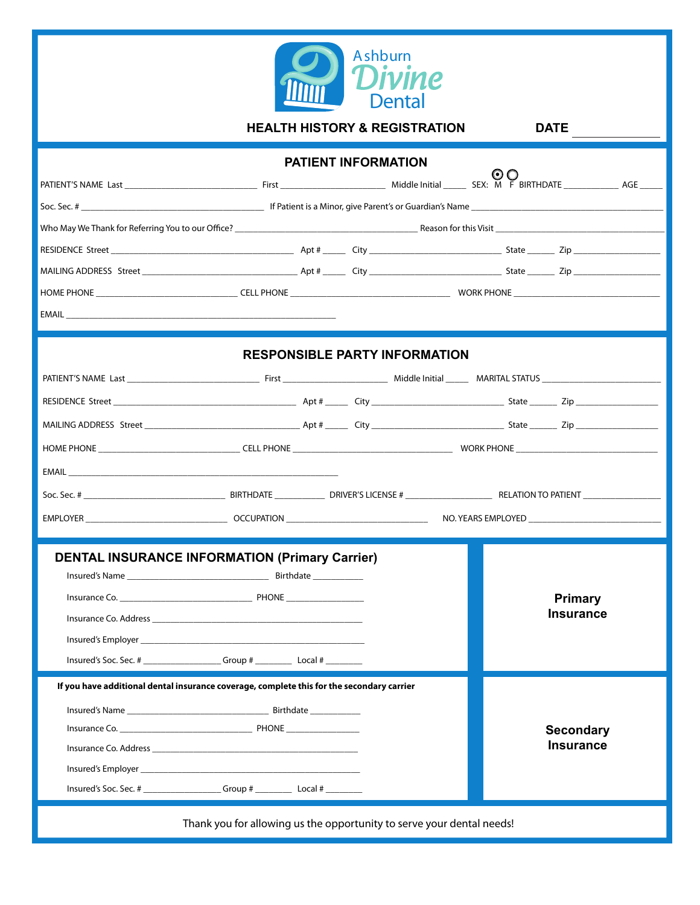Ashburn Divine Dental

## HEALTH HISTORY & REGISTRATION

DATE ______________

## PATIENT INFORMATION

PATIENT'S NAME Last ____________________ First ____________________ Middle Initial _____ SEX: ◉ M ○ F BIRTHDATE ___________ AGE _____

Soc. Sec. # ______________________________ If Patient is a Minor, give Parent's or Guardian's Name ______________________________

Who May We Thank for Referring You to our Office? ______________________________ Reason for this Visit ______________________________

RESIDENCE Street ______________________________ Apt # _____ City ____________________ State ______ Zip ______________

MAILING ADDRESS Street ______________________________ Apt # _____ City ____________________ State ______ Zip ______________

HOME PHONE ____________________ CELL PHONE ____________________ WORK PHONE ____________________

EMAIL ______________________________

## RESPONSIBLE PARTY INFORMATION

PATIENT'S NAME Last ____________________ First ____________________ Middle Initial _____ MARITAL STATUS ____________________

RESIDENCE Street ______________________________ Apt # _____ City ____________________ State ______ Zip ______________

MAILING ADDRESS Street ______________________________ Apt # _____ City ____________________ State ______ Zip ______________

HOME PHONE ____________________ CELL PHONE ____________________ WORK PHONE ____________________

EMAIL ______________________________

Soc. Sec. # ____________________ BIRTHDATE ___________ DRIVER'S LICENSE # ______________ RELATION TO PATIENT ______________

EMPLOYER ____________________ OCCUPATION ____________________ NO. YEARS EMPLOYED ____________________

## DENTAL INSURANCE INFORMATION (Primary Carrier)

**Primary Insurance**

Insured's Name ____________________ Birthdate ___________

Insurance Co. ____________________ PHONE ______________

Insurance Co. Address ______________________________

Insured's Employer ______________________________

Insured's Soc. Sec. # ______________ Group # ________ Local # ________

**If you have additional dental insurance coverage, complete this for the secondary carrier**

**Secondary Insurance**

Insured's Name ____________________ Birthdate ___________

Insurance Co. ____________________ PHONE ______________

Insurance Co. Address ______________________________

Insured's Employer ______________________________

Insured's Soc. Sec. # ______________ Group # ________ Local # ________

Thank you for allowing us the opportunity to serve your dental needs!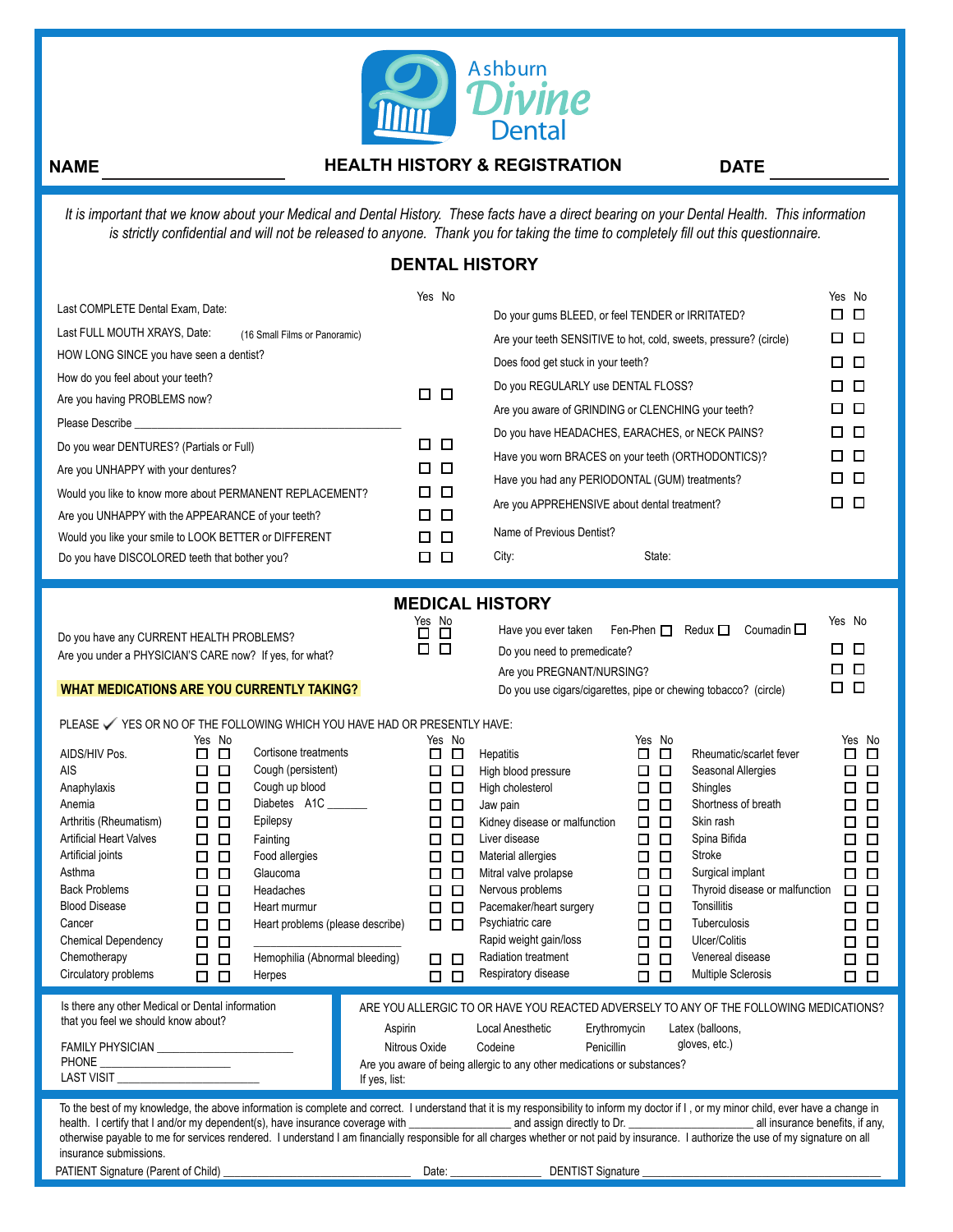Ashburn Divine Dental

**NAME** ____________________ **HEALTH HISTORY & REGISTRATION** **DATE** ______________

*It is important that we know about your Medical and Dental History. These facts have a direct bearing on your Dental Health. This information is strictly confidential and will not be released to anyone. Thank you for taking the time to completely fill out this questionnaire.*

## DENTAL HISTORY

| | Yes | No |
|---|---|---|
| Last COMPLETE Dental Exam, Date: | | |
| Last FULL MOUTH XRAYS, Date: (16 Small Films or Panoramic) | | |
| HOW LONG SINCE you have seen a dentist? | | |
| How do you feel about your teeth? | | |
| Are you having PROBLEMS now? | ☐ | ☐ |
| Please Describe ____________________________________________ | | |
| Do you wear DENTURES? (Partials or Full) | ☐ | ☐ |
| Are you UNHAPPY with your dentures? | ☐ | ☐ |
| Would you like to know more about PERMANENT REPLACEMENT? | ☐ | ☐ |
| Are you UNHAPPY with the APPEARANCE of your teeth? | ☐ | ☐ |
| Would you like your smile to LOOK BETTER or DIFFERENT | ☐ | ☐ |
| Do you have DISCOLORED teeth that bother you? | ☐ | ☐ |

| | Yes | No |
|---|---|---|
| Do your gums BLEED, or feel TENDER or IRRITATED? | ☐ | ☐ |
| Are your teeth SENSITIVE to hot, cold, sweets, pressure? (circle) | ☐ | ☐ |
| Does food get stuck in your teeth? | ☐ | ☐ |
| Do you REGULARLY use DENTAL FLOSS? | ☐ | ☐ |
| Are you aware of GRINDING or CLENCHING your teeth? | ☐ | ☐ |
| Do you have HEADACHES, EARACHES, or NECK PAINS? | ☐ | ☐ |
| Have you worn BRACES on your teeth (ORTHODONTICS)? | ☐ | ☐ |
| Have you had any PERIODONTAL (GUM) treatments? | ☐ | ☐ |
| Are you APPREHENSIVE about dental treatment? | ☐ | ☐ |

Name of Previous Dentist?

City: State:

## MEDICAL HISTORY

| | Yes | No |
|---|---|---|
| Do you have any CURRENT HEALTH PROBLEMS? | ☐ | ☐ |
| Are you under a PHYSICIAN'S CARE now? If yes, for what? | ☐ | ☐ |

**WHAT MEDICATIONS ARE YOU CURRENTLY TAKING?**

| | Yes | No |
|---|---|---|
| Have you ever taken Fen-Phen ☐ Redux ☐ Coumadin ☐ | ☐ | ☐ |
| Do you need to premedicate? | ☐ | ☐ |
| Are you PREGNANT/NURSING? | ☐ | ☐ |
| Do you use cigars/cigarettes, pipe or chewing tobacco? (circle) | ☐ | ☐ |

PLEASE ✓ YES OR NO OF THE FOLLOWING WHICH YOU HAVE HAD OR PRESENTLY HAVE:

| | Yes | No | | Yes | No | | Yes | No | | Yes | No |
|---|---|---|---|---|---|---|---|---|---|---|---|
| AIDS/HIV Pos. | ☐ | ☐ | Cortisone treatments | ☐ | ☐ | Hepatitis | ☐ | ☐ | Rheumatic/scarlet fever | ☐ | ☐ |
| AIS | ☐ | ☐ | Cough (persistent) | ☐ | ☐ | High blood pressure | ☐ | ☐ | Seasonal Allergies | ☐ | ☐ |
| Anaphylaxis | ☐ | ☐ | Cough up blood | ☐ | ☐ | High cholesterol | ☐ | ☐ | Shingles | ☐ | ☐ |
| Anemia | ☐ | ☐ | Diabetes A1C ______ | ☐ | ☐ | Jaw pain | ☐ | ☐ | Shortness of breath | ☐ | ☐ |
| Arthritis (Rheumatism) | ☐ | ☐ | Epilepsy | ☐ | ☐ | Kidney disease or malfunction | ☐ | ☐ | Skin rash | ☐ | ☐ |
| Artificial Heart Valves | ☐ | ☐ | Fainting | ☐ | ☐ | Liver disease | ☐ | ☐ | Spina Bifida | ☐ | ☐ |
| Artificial joints | ☐ | ☐ | Food allergies | ☐ | ☐ | Material allergies | ☐ | ☐ | Stroke | ☐ | ☐ |
| Asthma | ☐ | ☐ | Glaucoma | ☐ | ☐ | Mitral valve prolapse | ☐ | ☐ | Surgical implant | ☐ | ☐ |
| Back Problems | ☐ | ☐ | Headaches | ☐ | ☐ | Nervous problems | ☐ | ☐ | Thyroid disease or malfunction | ☐ | ☐ |
| Blood Disease | ☐ | ☐ | Heart murmur | ☐ | ☐ | Pacemaker/heart surgery | ☐ | ☐ | Tonsillitis | ☐ | ☐ |
| Cancer | ☐ | ☐ | Heart problems (please describe) | ☐ | ☐ | Psychiatric care | ☐ | ☐ | Tuberculosis | ☐ | ☐ |
| Chemical Dependency | ☐ | ☐ | ______________________ | | | Rapid weight gain/loss | ☐ | ☐ | Ulcer/Colitis | ☐ | ☐ |
| Chemotherapy | ☐ | ☐ | Hemophilia (Abnormal bleeding) | ☐ | ☐ | Radiation treatment | ☐ | ☐ | Venereal disease | ☐ | ☐ |
| Circulatory problems | ☐ | ☐ | Herpes | ☐ | ☐ | Respiratory disease | ☐ | ☐ | Multiple Sclerosis | ☐ | ☐ |

Is there any other Medical or Dental information that you feel we should know about?

FAMILY PHYSICIAN ______________________

PHONE ______________________

LAST VISIT ______________________

ARE YOU ALLERGIC TO OR HAVE YOU REACTED ADVERSELY TO ANY OF THE FOLLOWING MEDICATIONS?

| | | | |
|---|---|---|---|
| Aspirin | Local Anesthetic | Erythromycin | Latex (balloons, gloves, etc.) |
| Nitrous Oxide | Codeine | Penicillin | |

Are you aware of being allergic to any other medications or substances?
If yes, list:

To the best of my knowledge, the above information is complete and correct. I understand that it is my responsibility to inform my doctor if I , or my minor child, ever have a change in health. I certify that I and/or my dependent(s), have insurance coverage with ________________ and assign directly to Dr. ____________________ all insurance benefits, if any, otherwise payable to me for services rendered. I understand I am financially responsible for all charges whether or not paid by insurance. I authorize the use of my signature on all insurance submissions.

PATIENT Signature (Parent of Child) ______________________________ Date: _______________ DENTIST Signature ______________________________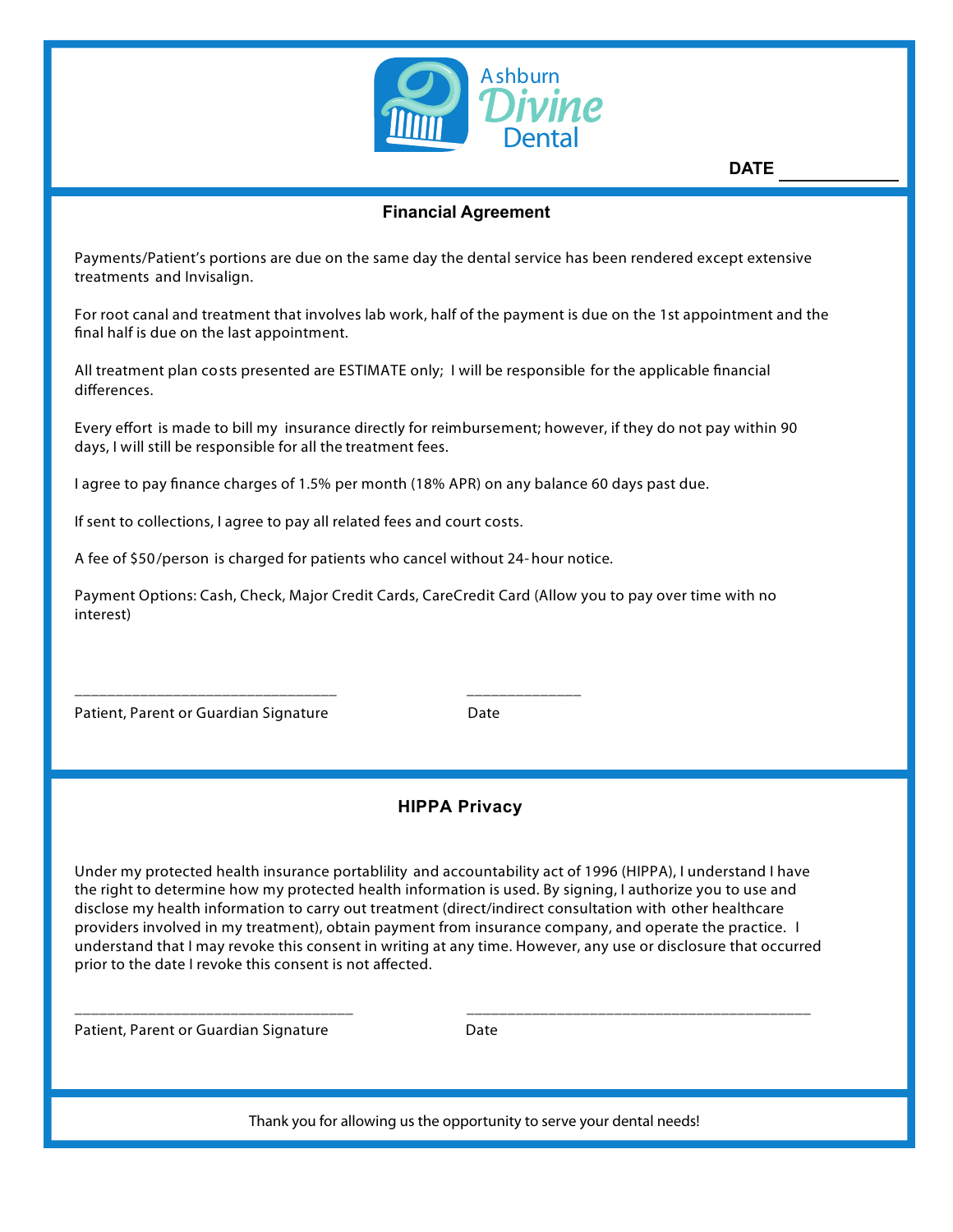Ashburn Divine Dental

**DATE** ____________

## Financial Agreement

Payments/Patient's portions are due on the same day the dental service has been rendered except extensive treatments and Invisalign.

For root canal and treatment that involves lab work, half of the payment is due on the 1st appointment and the final half is due on the last appointment.

All treatment plan costs presented are ESTIMATE only; I will be responsible for the applicable financial differences.

Every effort is made to bill my insurance directly for reimbursement; however, if they do not pay within 90 days, I will still be responsible for all the treatment fees.

I agree to pay finance charges of 1.5% per month (18% APR) on any balance 60 days past due.

If sent to collections, I agree to pay all related fees and court costs.

A fee of $50/person is charged for patients who cancel without 24-hour notice.

Payment Options: Cash, Check, Major Credit Cards, CareCredit Card (Allow you to pay over time with no interest)

________________________________ ______________

Patient, Parent or Guardian Signature Date

## HIPPA Privacy

Under my protected health insurance portablility and accountability act of 1996 (HIPPA), I understand I have the right to determine how my protected health information is used. By signing, I authorize you to use and disclose my health information to carry out treatment (direct/indirect consultation with other healthcare providers involved in my treatment), obtain payment from insurance company, and operate the practice. I understand that I may revoke this consent in writing at any time. However, any use or disclosure that occurred prior to the date I revoke this consent is not affected.

__________________________________ ____________________________________________

Patient, Parent or Guardian Signature Date

Thank you for allowing us the opportunity to serve your dental needs!